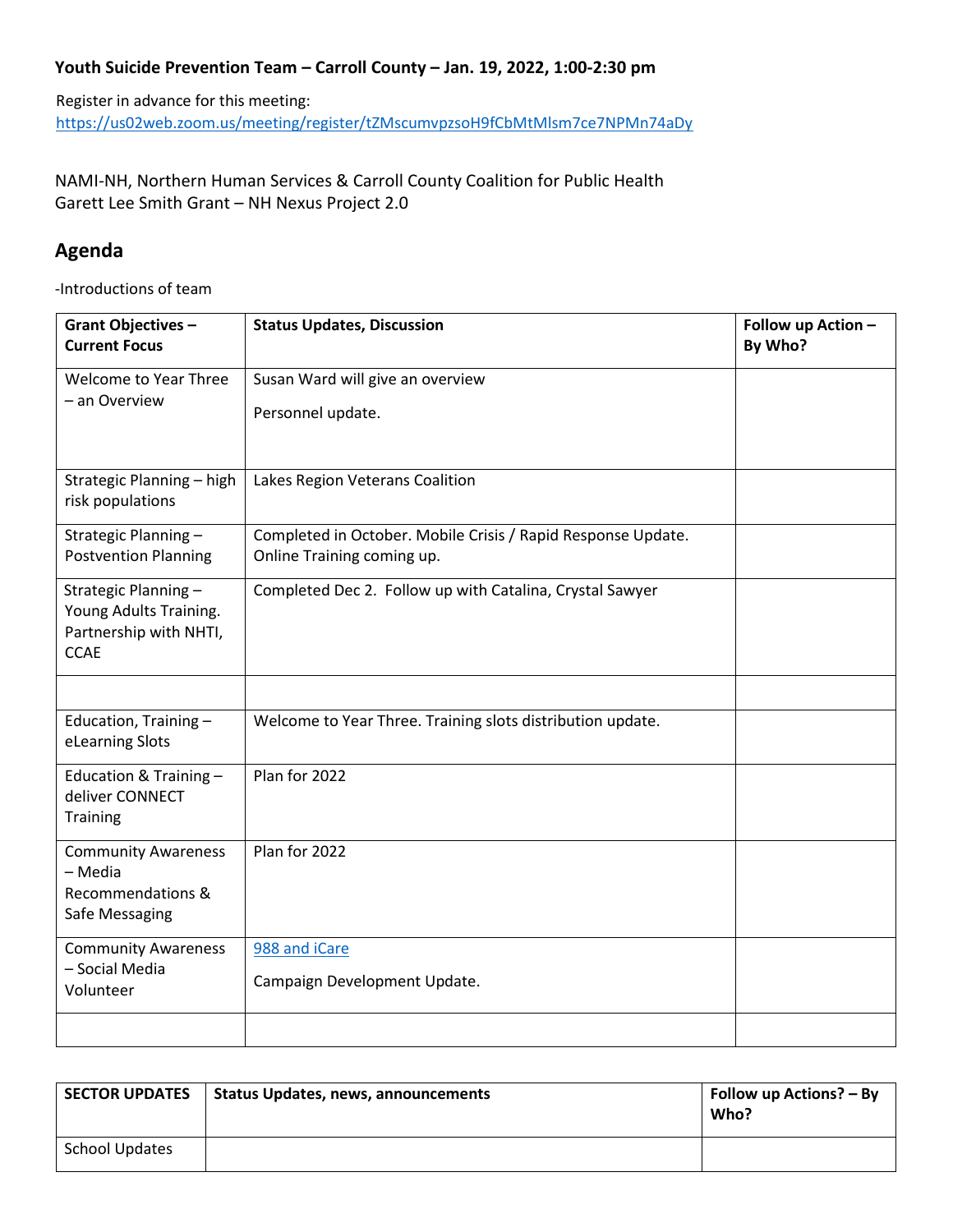**Youth Suicide Prevention Team – Carroll County – Jan. 19, 2022, 1:00-2:30 pm**

Register in advance for this meeting:
https://us02web.zoom.us/meeting/register/tZMscumvpzsoH9fCbMtMlsm7ce7NPMn74aDy

NAMI-NH, Northern Human Services & Carroll County Coalition for Public Health
Garett Lee Smith Grant – NH Nexus Project 2.0

## Agenda

-Introductions of team

| Grant Objectives – Current Focus | Status Updates, Discussion | Follow up Action – By Who? |
|---|---|---|
| Welcome to Year Three – an Overview | Susan Ward will give an overview<br><br>Personnel update. | |
| Strategic Planning – high risk populations | Lakes Region Veterans Coalition | |
| Strategic Planning – Postvention Planning | Completed in October. Mobile Crisis / Rapid Response Update. Online Training coming up. | |
| Strategic Planning – Young Adults Training. Partnership with NHTI, CCAE | Completed Dec 2. Follow up with Catalina, Crystal Sawyer | |
| | | |
| Education, Training – eLearning Slots | Welcome to Year Three. Training slots distribution update. | |
| Education & Training – deliver CONNECT Training | Plan for 2022 | |
| Community Awareness – Media Recommendations & Safe Messaging | Plan for 2022 | |
| Community Awareness – Social Media Volunteer | 988 and iCare<br><br>Campaign Development Update. | |
| | | |

| SECTOR UPDATES | Status Updates, news, announcements | Follow up Actions? – By Who? |
|---|---|---|
| School Updates | | |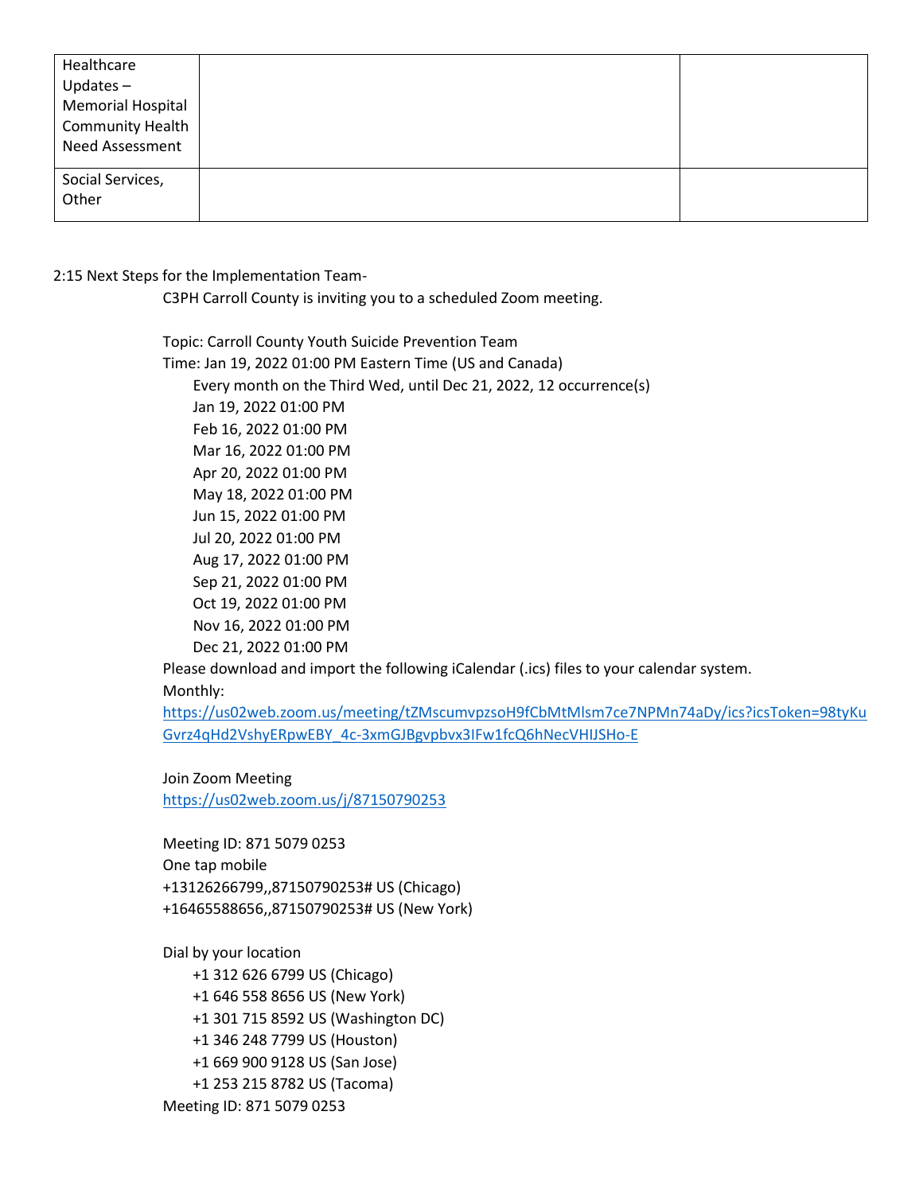| Healthcare Updates – Memorial Hospital Community Health Need Assessment | | |
|---|---|---|
| Social Services, Other | | |

2:15 Next Steps for the Implementation Team-

C3PH Carroll County is inviting you to a scheduled Zoom meeting.

Topic: Carroll County Youth Suicide Prevention Team
Time: Jan 19, 2022 01:00 PM Eastern Time (US and Canada)
Every month on the Third Wed, until Dec 21, 2022, 12 occurrence(s)
Jan 19, 2022 01:00 PM
Feb 16, 2022 01:00 PM
Mar 16, 2022 01:00 PM
Apr 20, 2022 01:00 PM
May 18, 2022 01:00 PM
Jun 15, 2022 01:00 PM
Jul 20, 2022 01:00 PM
Aug 17, 2022 01:00 PM
Sep 21, 2022 01:00 PM
Oct 19, 2022 01:00 PM
Nov 16, 2022 01:00 PM
Dec 21, 2022 01:00 PM
Please download and import the following iCalendar (.ics) files to your calendar system.
Monthly:
https://us02web.zoom.us/meeting/tZMscumvpzsoH9fCbMtMlsm7ce7NPMn74aDy/ics?icsToken=98tyKuGvrz4qHd2VshyERpwEBY_4c-3xmGJBgvpbvx3IFw1fcQ6hNecVHIJSHo-E

Join Zoom Meeting
https://us02web.zoom.us/j/87150790253

Meeting ID: 871 5079 0253
One tap mobile
+13126266799,,87150790253# US (Chicago)
+16465588656,,87150790253# US (New York)

Dial by your location
+1 312 626 6799 US (Chicago)
+1 646 558 8656 US (New York)
+1 301 715 8592 US (Washington DC)
+1 346 248 7799 US (Houston)
+1 669 900 9128 US (San Jose)
+1 253 215 8782 US (Tacoma)
Meeting ID: 871 5079 0253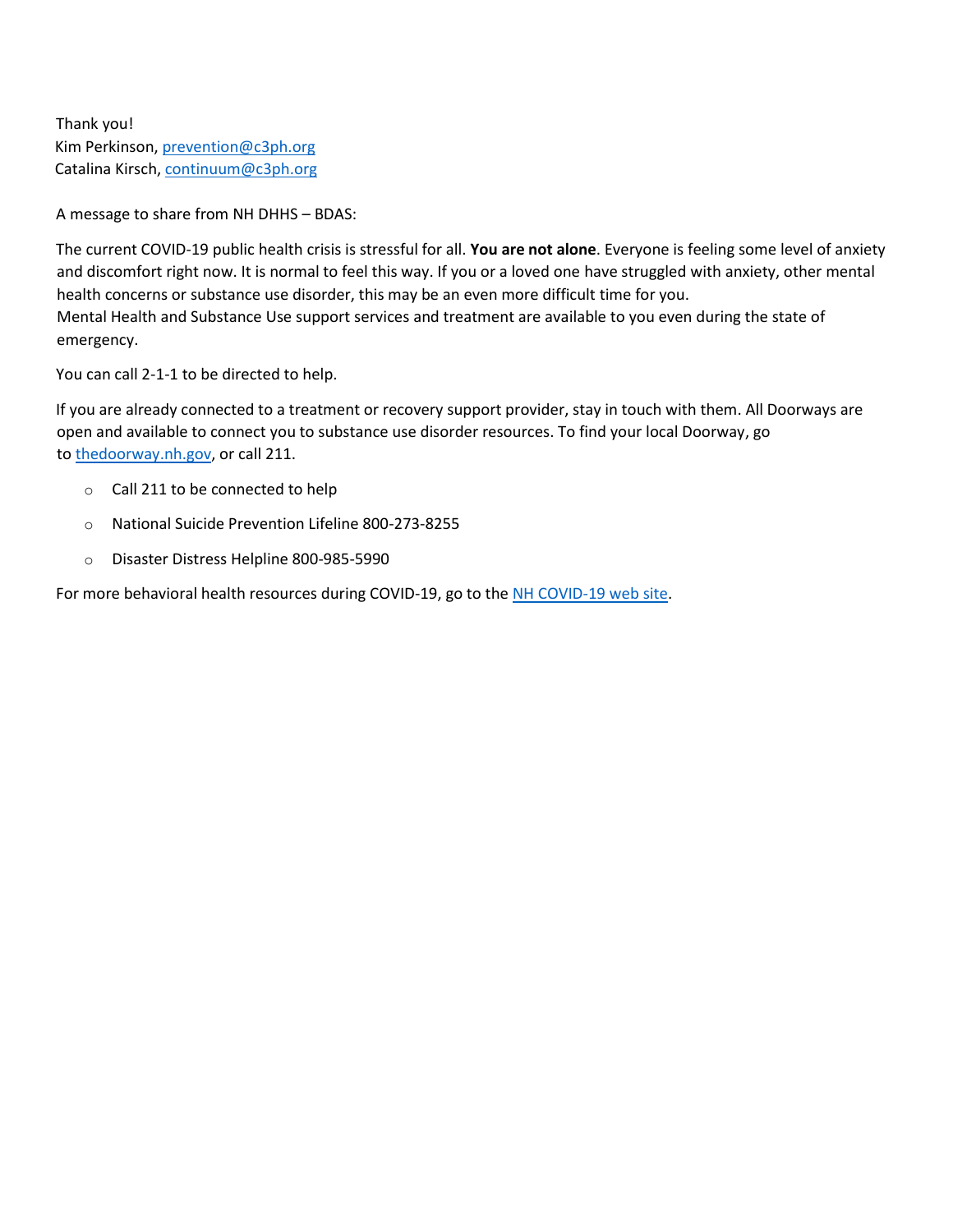Thank you!
Kim Perkinson, prevention@c3ph.org
Catalina Kirsch, continuum@c3ph.org

A message to share from NH DHHS – BDAS:

The current COVID-19 public health crisis is stressful for all. **You are not alone**. Everyone is feeling some level of anxiety and discomfort right now. It is normal to feel this way. If you or a loved one have struggled with anxiety, other mental health concerns or substance use disorder, this may be an even more difficult time for you.
Mental Health and Substance Use support services and treatment are available to you even during the state of emergency.

You can call 2-1-1 to be directed to help.

If you are already connected to a treatment or recovery support provider, stay in touch with them. All Doorways are open and available to connect you to substance use disorder resources. To find your local Doorway, go to thedoorway.nh.gov, or call 211.

- Call 211 to be connected to help
- National Suicide Prevention Lifeline 800-273-8255
- Disaster Distress Helpline 800-985-5990

For more behavioral health resources during COVID-19, go to the NH COVID-19 web site.